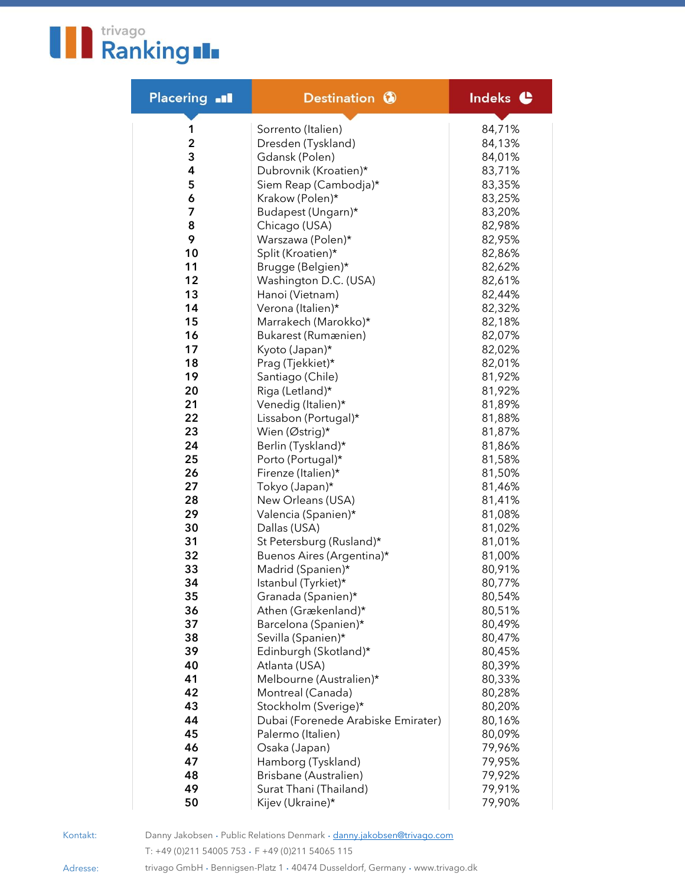# trivago Ranking

| Placering | Destination | Indeks |
|---|---|---|
| 1 | Sorrento (Italien) | 84,71% |
| 2 | Dresden (Tyskland) | 84,13% |
| 3 | Gdansk (Polen) | 84,01% |
| 4 | Dubrovnik (Kroatien)* | 83,71% |
| 5 | Siem Reap (Cambodja)* | 83,35% |
| 6 | Krakow (Polen)* | 83,25% |
| 7 | Budapest (Ungarn)* | 83,20% |
| 8 | Chicago (USA) | 82,98% |
| 9 | Warszawa (Polen)* | 82,95% |
| 10 | Split (Kroatien)* | 82,86% |
| 11 | Brugge (Belgien)* | 82,62% |
| 12 | Washington D.C. (USA) | 82,61% |
| 13 | Hanoi (Vietnam) | 82,44% |
| 14 | Verona (Italien)* | 82,32% |
| 15 | Marrakech (Marokko)* | 82,18% |
| 16 | Bukarest (Rumænien) | 82,07% |
| 17 | Kyoto (Japan)* | 82,02% |
| 18 | Prag (Tjekkiet)* | 82,01% |
| 19 | Santiago (Chile) | 81,92% |
| 20 | Riga (Letland)* | 81,92% |
| 21 | Venedig (Italien)* | 81,89% |
| 22 | Lissabon (Portugal)* | 81,88% |
| 23 | Wien (Østrig)* | 81,87% |
| 24 | Berlin (Tyskland)* | 81,86% |
| 25 | Porto (Portugal)* | 81,58% |
| 26 | Firenze (Italien)* | 81,50% |
| 27 | Tokyo (Japan)* | 81,46% |
| 28 | New Orleans (USA) | 81,41% |
| 29 | Valencia (Spanien)* | 81,08% |
| 30 | Dallas (USA) | 81,02% |
| 31 | St Petersburg (Rusland)* | 81,01% |
| 32 | Buenos Aires (Argentina)* | 81,00% |
| 33 | Madrid (Spanien)* | 80,91% |
| 34 | Istanbul (Tyrkiet)* | 80,77% |
| 35 | Granada (Spanien)* | 80,54% |
| 36 | Athen (Grækenland)* | 80,51% |
| 37 | Barcelona (Spanien)* | 80,49% |
| 38 | Sevilla (Spanien)* | 80,47% |
| 39 | Edinburgh (Skotland)* | 80,45% |
| 40 | Atlanta (USA) | 80,39% |
| 41 | Melbourne (Australien)* | 80,33% |
| 42 | Montreal (Canada) | 80,28% |
| 43 | Stockholm (Sverige)* | 80,20% |
| 44 | Dubai (Forenede Arabiske Emirater) | 80,16% |
| 45 | Palermo (Italien) | 80,09% |
| 46 | Osaka (Japan) | 79,96% |
| 47 | Hamborg (Tyskland) | 79,95% |
| 48 | Brisbane (Australien) | 79,92% |
| 49 | Surat Thani (Thailand) | 79,91% |
| 50 | Kijev (Ukraine)* | 79,90% |

Kontakt: Danny Jakobsen · Public Relations Denmark · danny.jakobsen@trivago.com
T: +49 (0)211 54005 753 · F +49 (0)211 54065 115

Adresse: trivago GmbH · Bennigsen-Platz 1 · 40474 Dusseldorf, Germany · www.trivago.dk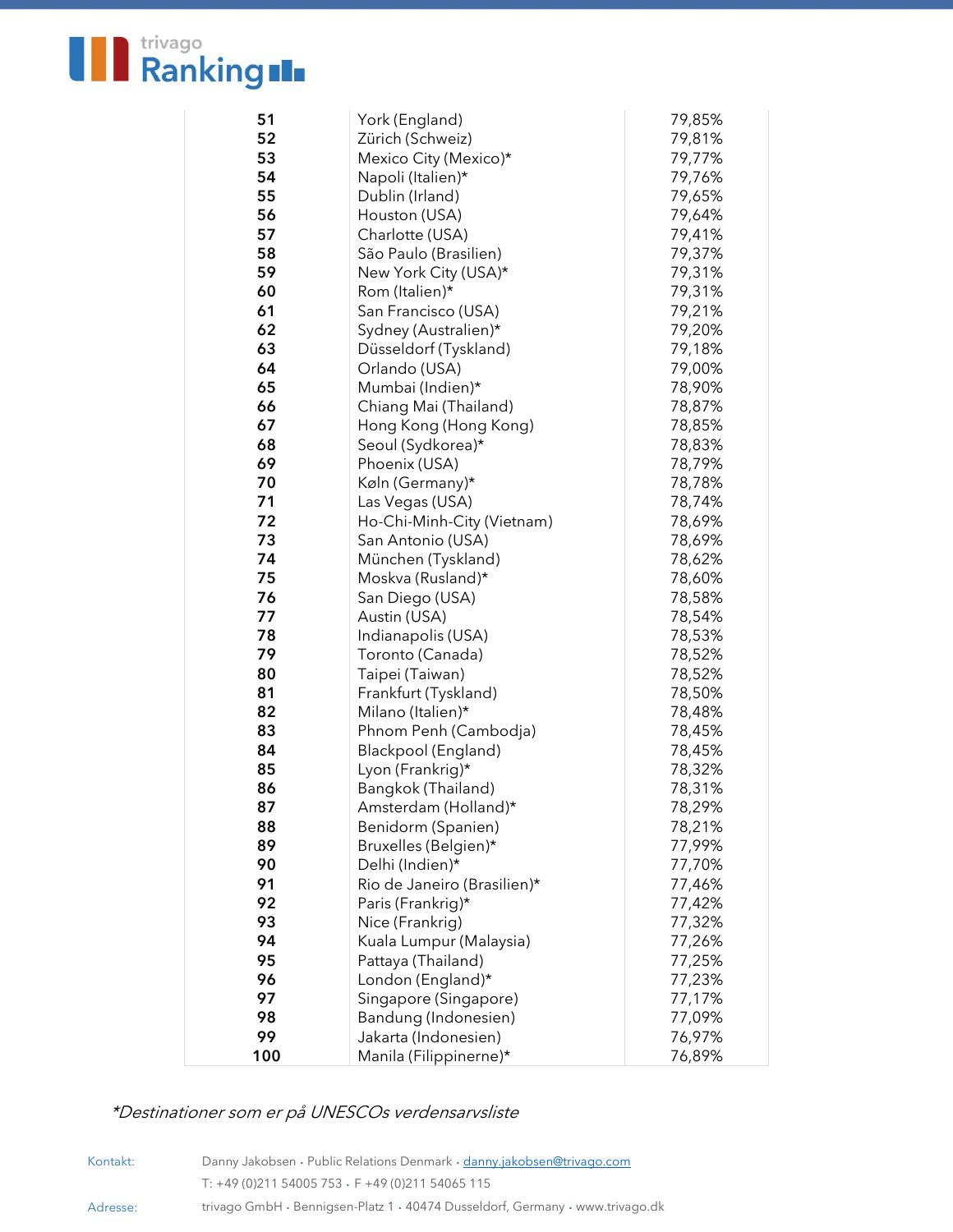| | | |
|---|---|---|
| **51** | York (England) | 79,85% |
| **52** | Zürich (Schweiz) | 79,81% |
| **53** | Mexico City (Mexico)* | 79,77% |
| **54** | Napoli (Italien)* | 79,76% |
| **55** | Dublin (Irland) | 79,65% |
| **56** | Houston (USA) | 79,64% |
| **57** | Charlotte (USA) | 79,41% |
| **58** | São Paulo (Brasilien) | 79,37% |
| **59** | New York City (USA)* | 79,31% |
| **60** | Rom (Italien)* | 79,31% |
| **61** | San Francisco (USA) | 79,21% |
| **62** | Sydney (Australien)* | 79,20% |
| **63** | Düsseldorf (Tyskland) | 79,18% |
| **64** | Orlando (USA) | 79,00% |
| **65** | Mumbai (Indien)* | 78,90% |
| **66** | Chiang Mai (Thailand) | 78,87% |
| **67** | Hong Kong (Hong Kong) | 78,85% |
| **68** | Seoul (Sydkorea)* | 78,83% |
| **69** | Phoenix (USA) | 78,79% |
| **70** | Køln (Germany)* | 78,78% |
| **71** | Las Vegas (USA) | 78,74% |
| **72** | Ho-Chi-Minh-City (Vietnam) | 78,69% |
| **73** | San Antonio (USA) | 78,69% |
| **74** | München (Tyskland) | 78,62% |
| **75** | Moskva (Rusland)* | 78,60% |
| **76** | San Diego (USA) | 78,58% |
| **77** | Austin (USA) | 78,54% |
| **78** | Indianapolis (USA) | 78,53% |
| **79** | Toronto (Canada) | 78,52% |
| **80** | Taipei (Taiwan) | 78,52% |
| **81** | Frankfurt (Tyskland) | 78,50% |
| **82** | Milano (Italien)* | 78,48% |
| **83** | Phnom Penh (Cambodja) | 78,45% |
| **84** | Blackpool (England) | 78,45% |
| **85** | Lyon (Frankrig)* | 78,32% |
| **86** | Bangkok (Thailand) | 78,31% |
| **87** | Amsterdam (Holland)* | 78,29% |
| **88** | Benidorm (Spanien) | 78,21% |
| **89** | Bruxelles (Belgien)* | 77,99% |
| **90** | Delhi (Indien)* | 77,70% |
| **91** | Rio de Janeiro (Brasilien)* | 77,46% |
| **92** | Paris (Frankrig)* | 77,42% |
| **93** | Nice (Frankrig) | 77,32% |
| **94** | Kuala Lumpur (Malaysia) | 77,26% |
| **95** | Pattaya (Thailand) | 77,25% |
| **96** | London (England)* | 77,23% |
| **97** | Singapore (Singapore) | 77,17% |
| **98** | Bandung (Indonesien) | 77,09% |
| **99** | Jakarta (Indonesien) | 76,97% |
| **100** | Manila (Filippinerne)* | 76,89% |

*\*Destinationer som er på UNESCOs verdensarvsliste*

Kontakt: Danny Jakobsen · Public Relations Denmark · danny.jakobsen@trivago.com
T: +49 (0)211 54005 753 · F +49 (0)211 54065 115

Adresse: trivago GmbH · Bennigsen-Platz 1 · 40474 Dusseldorf, Germany · www.trivago.dk